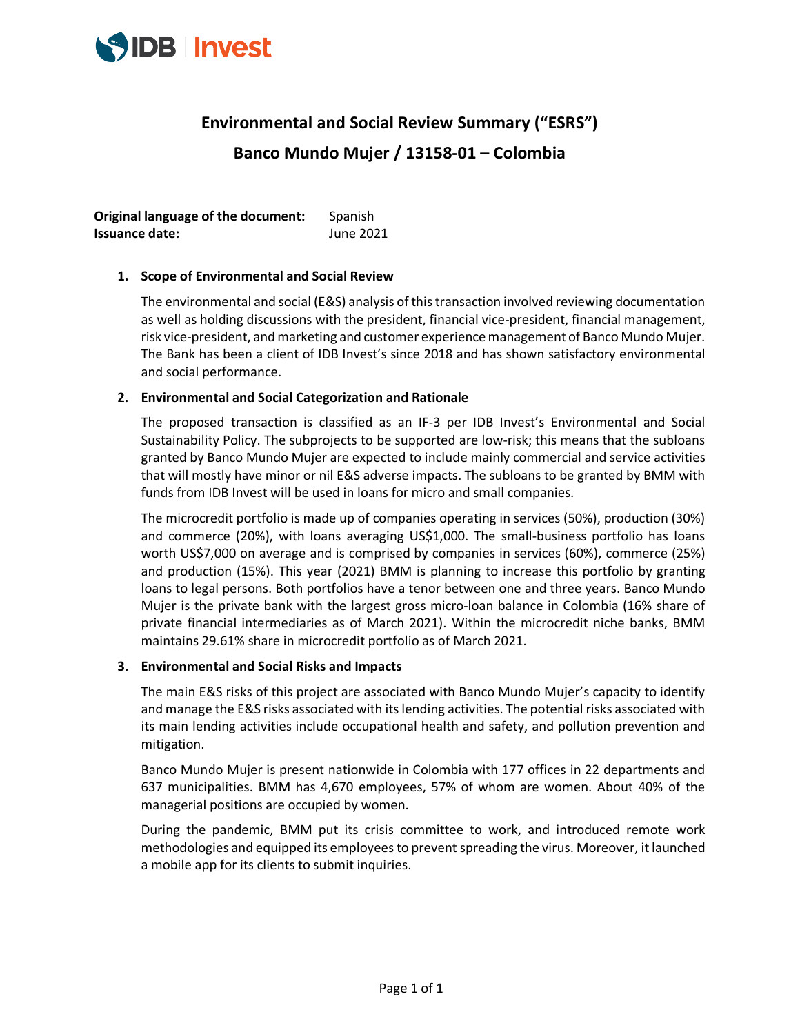# Environmental and Social Review Summary ("ESRS")

# Banco Mundo Mujer / 13158-01 – Colombia

**Original language of the document:** Spanish
**Issuance date:** June 2021

## 1. Scope of Environmental and Social Review

The environmental and social (E&S) analysis of this transaction involved reviewing documentation as well as holding discussions with the president, financial vice-president, financial management, risk vice-president, and marketing and customer experience management of Banco Mundo Mujer. The Bank has been a client of IDB Invest's since 2018 and has shown satisfactory environmental and social performance.

## 2. Environmental and Social Categorization and Rationale

The proposed transaction is classified as an IF-3 per IDB Invest's Environmental and Social Sustainability Policy. The subprojects to be supported are low-risk; this means that the subloans granted by Banco Mundo Mujer are expected to include mainly commercial and service activities that will mostly have minor or nil E&S adverse impacts. The subloans to be granted by BMM with funds from IDB Invest will be used in loans for micro and small companies.

The microcredit portfolio is made up of companies operating in services (50%), production (30%) and commerce (20%), with loans averaging US$1,000. The small-business portfolio has loans worth US$7,000 on average and is comprised by companies in services (60%), commerce (25%) and production (15%). This year (2021) BMM is planning to increase this portfolio by granting loans to legal persons. Both portfolios have a tenor between one and three years. Banco Mundo Mujer is the private bank with the largest gross micro-loan balance in Colombia (16% share of private financial intermediaries as of March 2021). Within the microcredit niche banks, BMM maintains 29.61% share in microcredit portfolio as of March 2021.

## 3. Environmental and Social Risks and Impacts

The main E&S risks of this project are associated with Banco Mundo Mujer's capacity to identify and manage the E&S risks associated with its lending activities. The potential risks associated with its main lending activities include occupational health and safety, and pollution prevention and mitigation.

Banco Mundo Mujer is present nationwide in Colombia with 177 offices in 22 departments and 637 municipalities. BMM has 4,670 employees, 57% of whom are women. About 40% of the managerial positions are occupied by women.

During the pandemic, BMM put its crisis committee to work, and introduced remote work methodologies and equipped its employees to prevent spreading the virus. Moreover, it launched a mobile app for its clients to submit inquiries.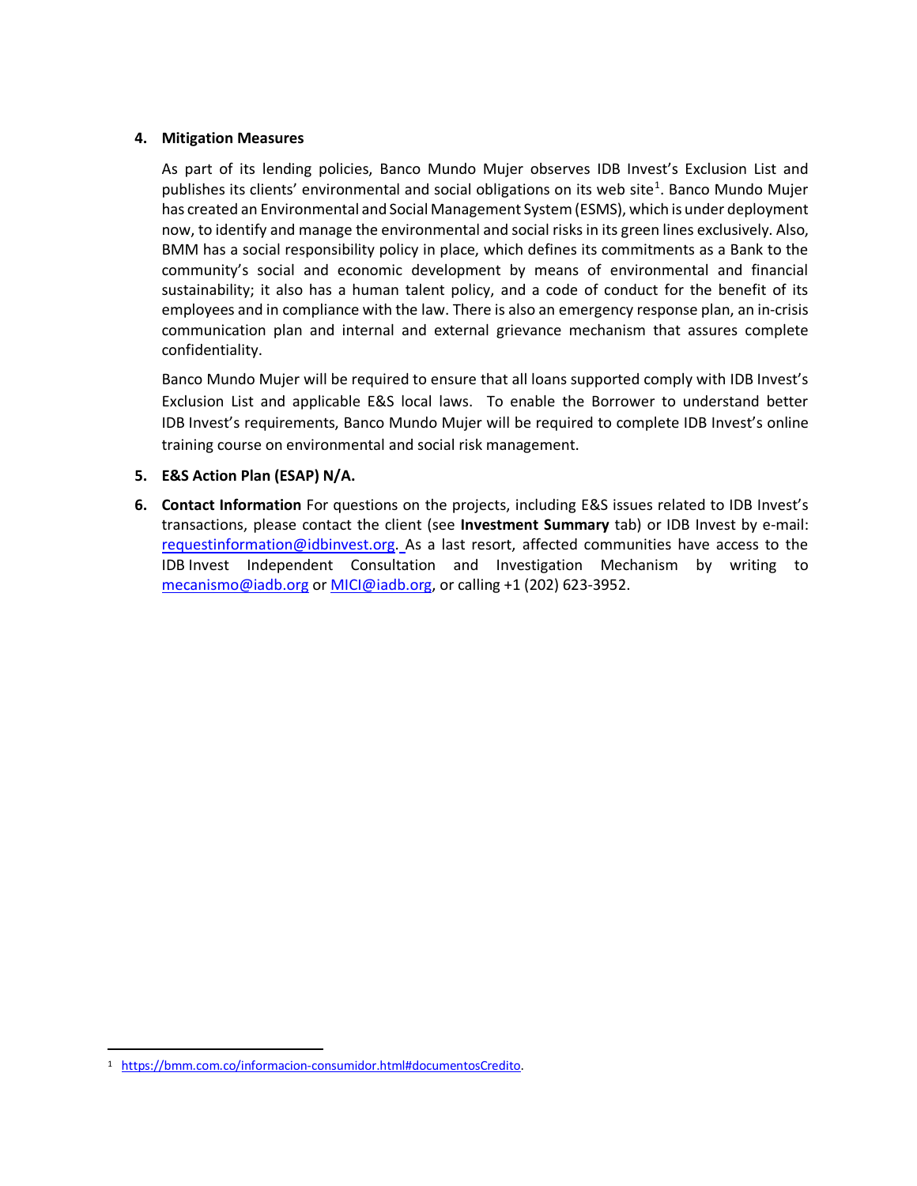4. **Mitigation Measures**

   As part of its lending policies, Banco Mundo Mujer observes IDB Invest's Exclusion List and publishes its clients' environmental and social obligations on its web site[1]. Banco Mundo Mujer has created an Environmental and Social Management System (ESMS), which is under deployment now, to identify and manage the environmental and social risks in its green lines exclusively. Also, BMM has a social responsibility policy in place, which defines its commitments as a Bank to the community's social and economic development by means of environmental and financial sustainability; it also has a human talent policy, and a code of conduct for the benefit of its employees and in compliance with the law. There is also an emergency response plan, an in-crisis communication plan and internal and external grievance mechanism that assures complete confidentiality.

   Banco Mundo Mujer will be required to ensure that all loans supported comply with IDB Invest's Exclusion List and applicable E&S local laws. To enable the Borrower to understand better IDB Invest's requirements, Banco Mundo Mujer will be required to complete IDB Invest's online training course on environmental and social risk management.

5. **E&S Action Plan (ESAP) N/A.**

6. **Contact Information** For questions on the projects, including E&S issues related to IDB Invest's transactions, please contact the client (see **Investment Summary** tab) or IDB Invest by e-mail: requestinformation@idbinvest.org. As a last resort, affected communities have access to the IDB Invest Independent Consultation and Investigation Mechanism by writing to mecanismo@iadb.org or MICI@iadb.org, or calling +1 (202) 623-3952.

[1] https://bmm.com.co/informacion-consumidor.html#documentosCredito.